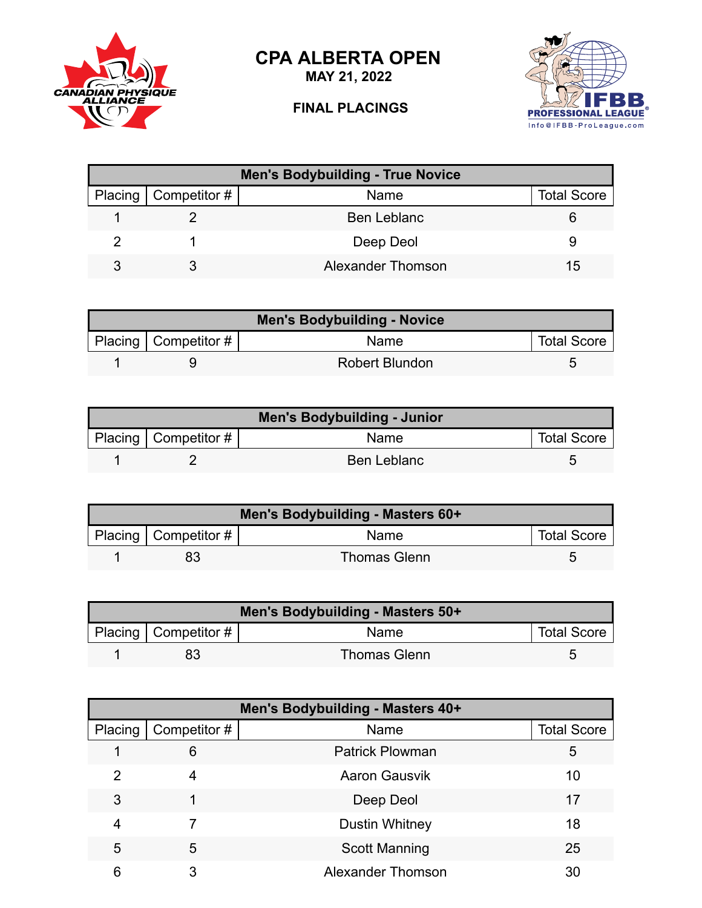# CPA ALBERTA OPEN

**MAY 21, 2022**

**FINAL PLACINGS**

| Men's Bodybuilding - True Novice | | | |
|---|---|---|---|
| Placing | Competitor # | Name | Total Score |
| 1 | 2 | Ben Leblanc | 6 |
| 2 | 1 | Deep Deol | 9 |
| 3 | 3 | Alexander Thomson | 15 |

| Men's Bodybuilding - Novice | | | |
|---|---|---|---|
| Placing | Competitor # | Name | Total Score |
| 1 | 9 | Robert Blundon | 5 |

| Men's Bodybuilding - Junior | | | |
|---|---|---|---|
| Placing | Competitor # | Name | Total Score |
| 1 | 2 | Ben Leblanc | 5 |

| Men's Bodybuilding - Masters 60+ | | | |
|---|---|---|---|
| Placing | Competitor # | Name | Total Score |
| 1 | 83 | Thomas Glenn | 5 |

| Men's Bodybuilding - Masters 50+ | | | |
|---|---|---|---|
| Placing | Competitor # | Name | Total Score |
| 1 | 83 | Thomas Glenn | 5 |

| Men's Bodybuilding - Masters 40+ | | | |
|---|---|---|---|
| Placing | Competitor # | Name | Total Score |
| 1 | 6 | Patrick Plowman | 5 |
| 2 | 4 | Aaron Gausvik | 10 |
| 3 | 1 | Deep Deol | 17 |
| 4 | 7 | Dustin Whitney | 18 |
| 5 | 5 | Scott Manning | 25 |
| 6 | 3 | Alexander Thomson | 30 |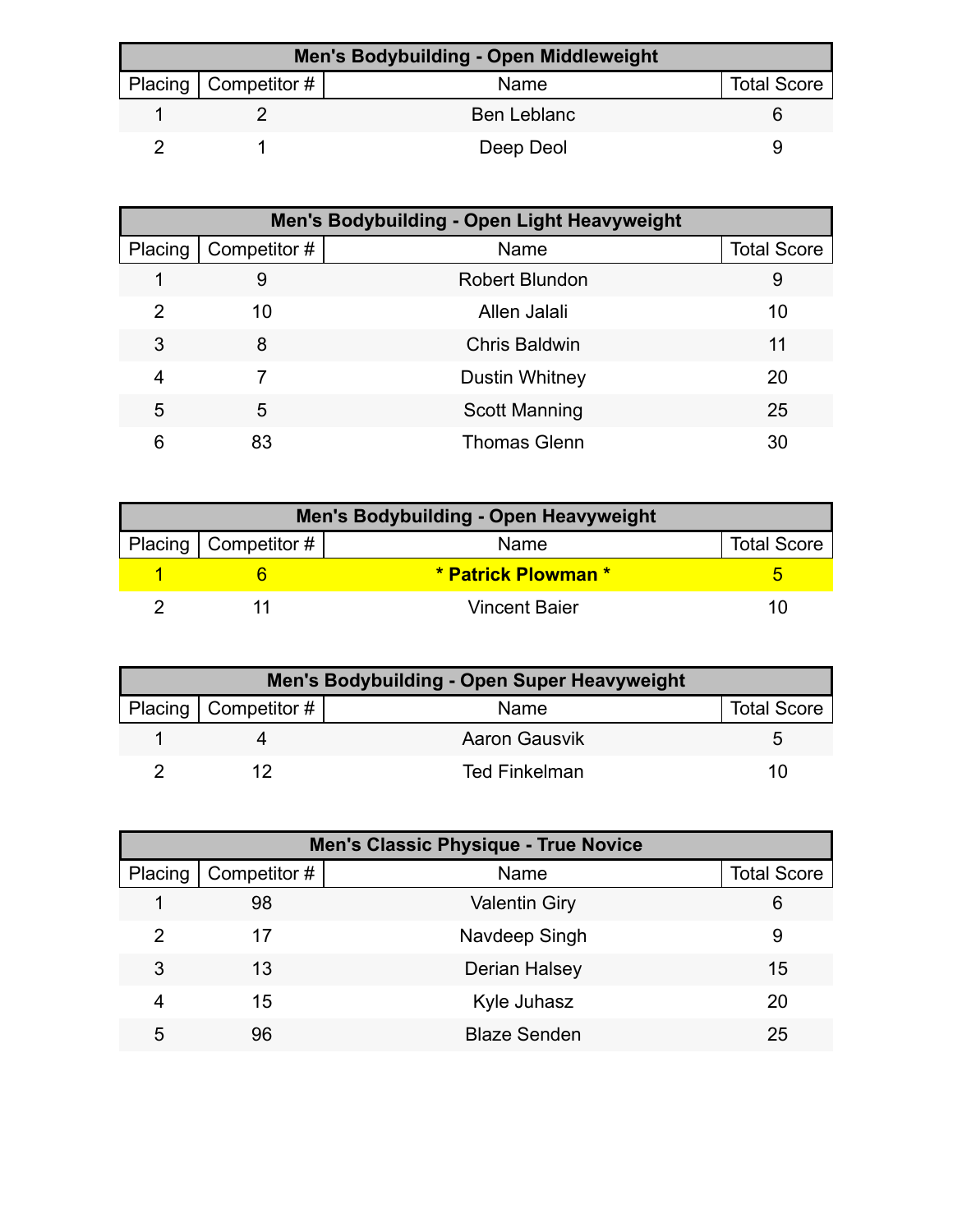| Men's Bodybuilding - Open Middleweight | | | |
|---|---|---|---|
| Placing | Competitor # | Name | Total Score |
| 1 | 2 | Ben Leblanc | 6 |
| 2 | 1 | Deep Deol | 9 |

| Men's Bodybuilding - Open Light Heavyweight | | | |
|---|---|---|---|
| Placing | Competitor # | Name | Total Score |
| 1 | 9 | Robert Blundon | 9 |
| 2 | 10 | Allen Jalali | 10 |
| 3 | 8 | Chris Baldwin | 11 |
| 4 | 7 | Dustin Whitney | 20 |
| 5 | 5 | Scott Manning | 25 |
| 6 | 83 | Thomas Glenn | 30 |

| Men's Bodybuilding - Open Heavyweight | | | |
|---|---|---|---|
| Placing | Competitor # | Name | Total Score |
| **1** | **6** | *** Patrick Plowman *** | **5** |
| 2 | 11 | Vincent Baier | 10 |

| Men's Bodybuilding - Open Super Heavyweight | | | |
|---|---|---|---|
| Placing | Competitor # | Name | Total Score |
| 1 | 4 | Aaron Gausvik | 5 |
| 2 | 12 | Ted Finkelman | 10 |

| Men's Classic Physique - True Novice | | | |
|---|---|---|---|
| Placing | Competitor # | Name | Total Score |
| 1 | 98 | Valentin Giry | 6 |
| 2 | 17 | Navdeep Singh | 9 |
| 3 | 13 | Derian Halsey | 15 |
| 4 | 15 | Kyle Juhasz | 20 |
| 5 | 96 | Blaze Senden | 25 |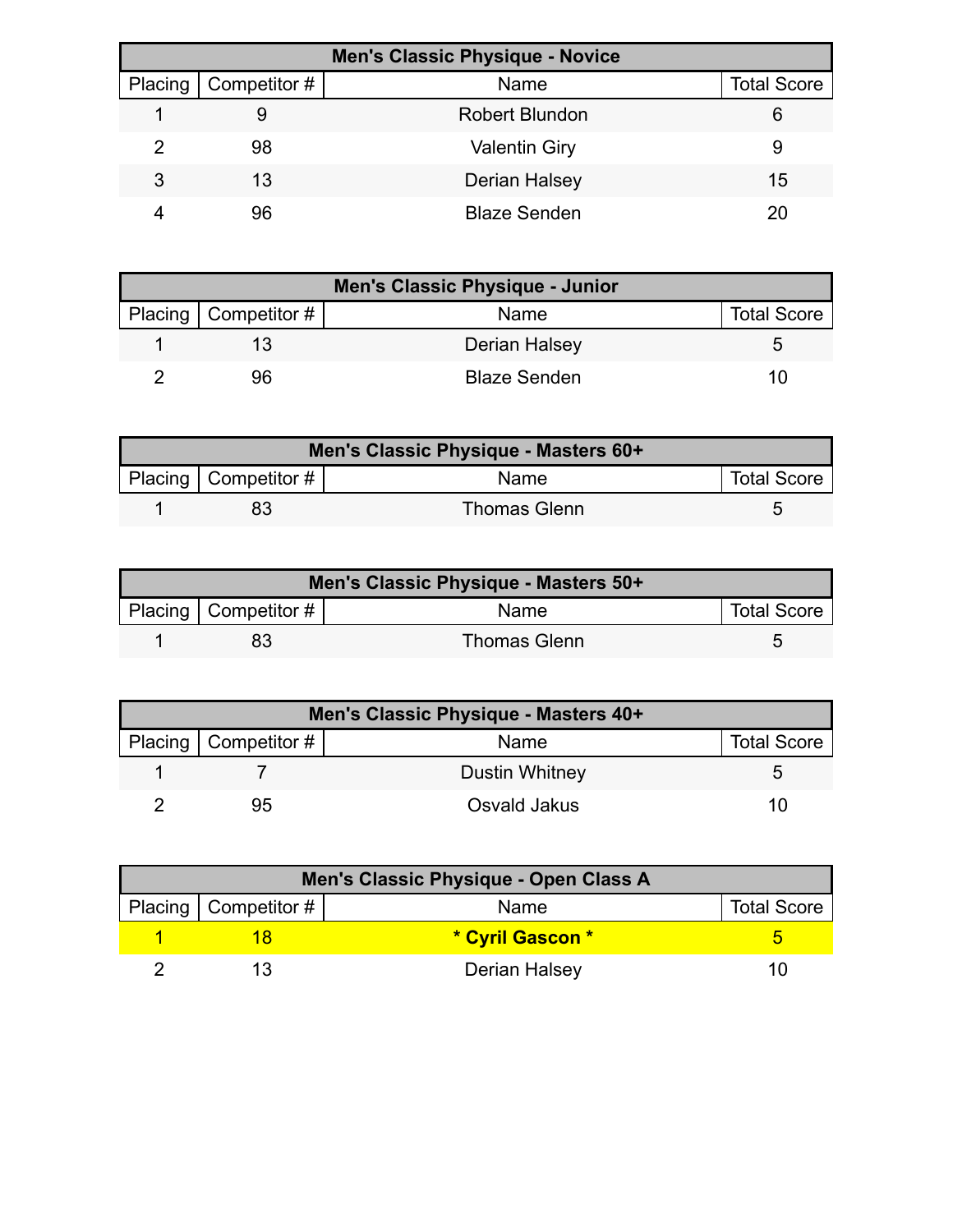| Men's Classic Physique - Novice | | | |
|---|---|---|---|
| Placing | Competitor # | Name | Total Score |
| 1 | 9 | Robert Blundon | 6 |
| 2 | 98 | Valentin Giry | 9 |
| 3 | 13 | Derian Halsey | 15 |
| 4 | 96 | Blaze Senden | 20 |

| Men's Classic Physique - Junior | | | |
|---|---|---|---|
| Placing | Competitor # | Name | Total Score |
| 1 | 13 | Derian Halsey | 5 |
| 2 | 96 | Blaze Senden | 10 |

| Men's Classic Physique - Masters 60+ | | | |
|---|---|---|---|
| Placing | Competitor # | Name | Total Score |
| 1 | 83 | Thomas Glenn | 5 |

| Men's Classic Physique - Masters 50+ | | | |
|---|---|---|---|
| Placing | Competitor # | Name | Total Score |
| 1 | 83 | Thomas Glenn | 5 |

| Men's Classic Physique - Masters 40+ | | | |
|---|---|---|---|
| Placing | Competitor # | Name | Total Score |
| 1 | 7 | Dustin Whitney | 5 |
| 2 | 95 | Osvald Jakus | 10 |

| Men's Classic Physique - Open Class A | | | |
|---|---|---|---|
| Placing | Competitor # | Name | Total Score |
| 1 | 18 | **\* Cyril Gascon \*** | 5 |
| 2 | 13 | Derian Halsey | 10 |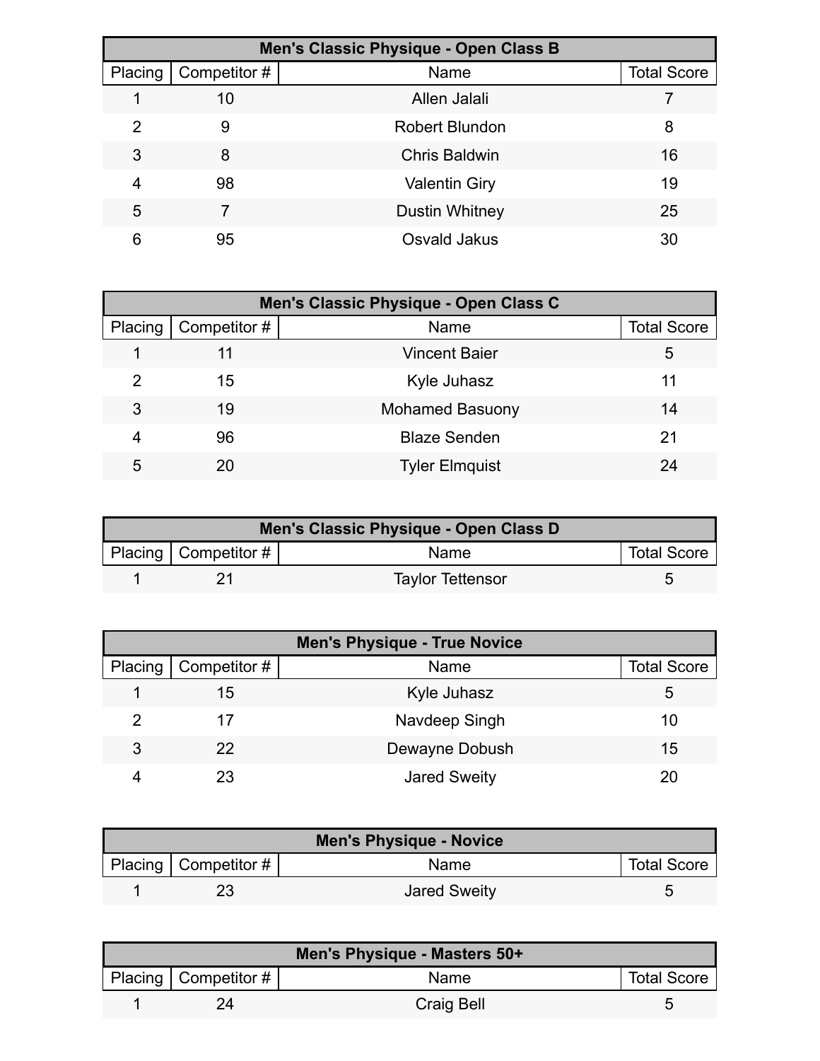| Men's Classic Physique - Open Class B | | | |
|---|---|---|---|
| Placing | Competitor # | Name | Total Score |
| 1 | 10 | Allen Jalali | 7 |
| 2 | 9 | Robert Blundon | 8 |
| 3 | 8 | Chris Baldwin | 16 |
| 4 | 98 | Valentin Giry | 19 |
| 5 | 7 | Dustin Whitney | 25 |
| 6 | 95 | Osvald Jakus | 30 |

| Men's Classic Physique - Open Class C | | | |
|---|---|---|---|
| Placing | Competitor # | Name | Total Score |
| 1 | 11 | Vincent Baier | 5 |
| 2 | 15 | Kyle Juhasz | 11 |
| 3 | 19 | Mohamed Basuony | 14 |
| 4 | 96 | Blaze Senden | 21 |
| 5 | 20 | Tyler Elmquist | 24 |

| Men's Classic Physique - Open Class D | | | |
|---|---|---|---|
| Placing | Competitor # | Name | Total Score |
| 1 | 21 | Taylor Tettensor | 5 |

| Men's Physique - True Novice | | | |
|---|---|---|---|
| Placing | Competitor # | Name | Total Score |
| 1 | 15 | Kyle Juhasz | 5 |
| 2 | 17 | Navdeep Singh | 10 |
| 3 | 22 | Dewayne Dobush | 15 |
| 4 | 23 | Jared Sweity | 20 |

| Men's Physique - Novice | | | |
|---|---|---|---|
| Placing | Competitor # | Name | Total Score |
| 1 | 23 | Jared Sweity | 5 |

| Men's Physique - Masters 50+ | | | |
|---|---|---|---|
| Placing | Competitor # | Name | Total Score |
| 1 | 24 | Craig Bell | 5 |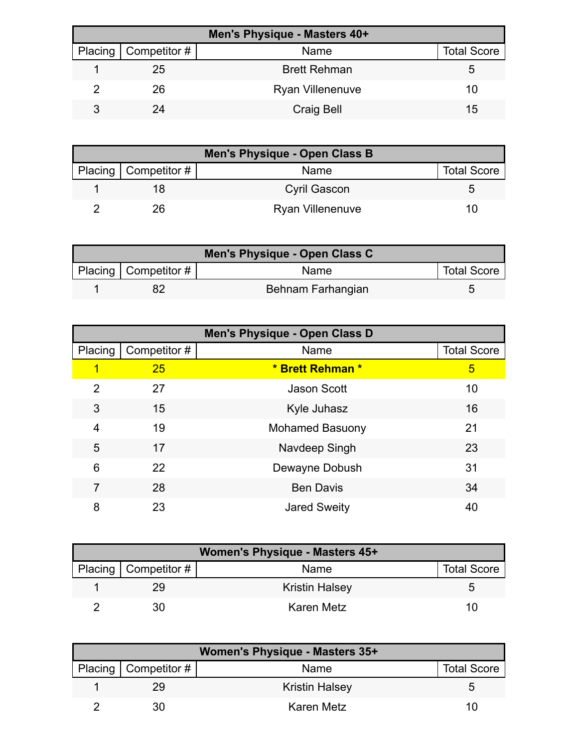| Men's Physique - Masters 40+ | | | |
|---|---|---|---|
| Placing | Competitor # | Name | Total Score |
| 1 | 25 | Brett Rehman | 5 |
| 2 | 26 | Ryan Villenenuve | 10 |
| 3 | 24 | Craig Bell | 15 |

| Men's Physique - Open Class B | | | |
|---|---|---|---|
| Placing | Competitor # | Name | Total Score |
| 1 | 18 | Cyril Gascon | 5 |
| 2 | 26 | Ryan Villenenuve | 10 |

| Men's Physique - Open Class C | | | |
|---|---|---|---|
| Placing | Competitor # | Name | Total Score |
| 1 | 82 | Behnam Farhangian | 5 |

| Men's Physique - Open Class D | | | |
|---|---|---|---|
| Placing | Competitor # | Name | Total Score |
| 1 | 25 | **\* Brett Rehman \*** | 5 |
| 2 | 27 | Jason Scott | 10 |
| 3 | 15 | Kyle Juhasz | 16 |
| 4 | 19 | Mohamed Basuony | 21 |
| 5 | 17 | Navdeep Singh | 23 |
| 6 | 22 | Dewayne Dobush | 31 |
| 7 | 28 | Ben Davis | 34 |
| 8 | 23 | Jared Sweity | 40 |

| Women's Physique - Masters 45+ | | | |
|---|---|---|---|
| Placing | Competitor # | Name | Total Score |
| 1 | 29 | Kristin Halsey | 5 |
| 2 | 30 | Karen Metz | 10 |

| Women's Physique - Masters 35+ | | | |
|---|---|---|---|
| Placing | Competitor # | Name | Total Score |
| 1 | 29 | Kristin Halsey | 5 |
| 2 | 30 | Karen Metz | 10 |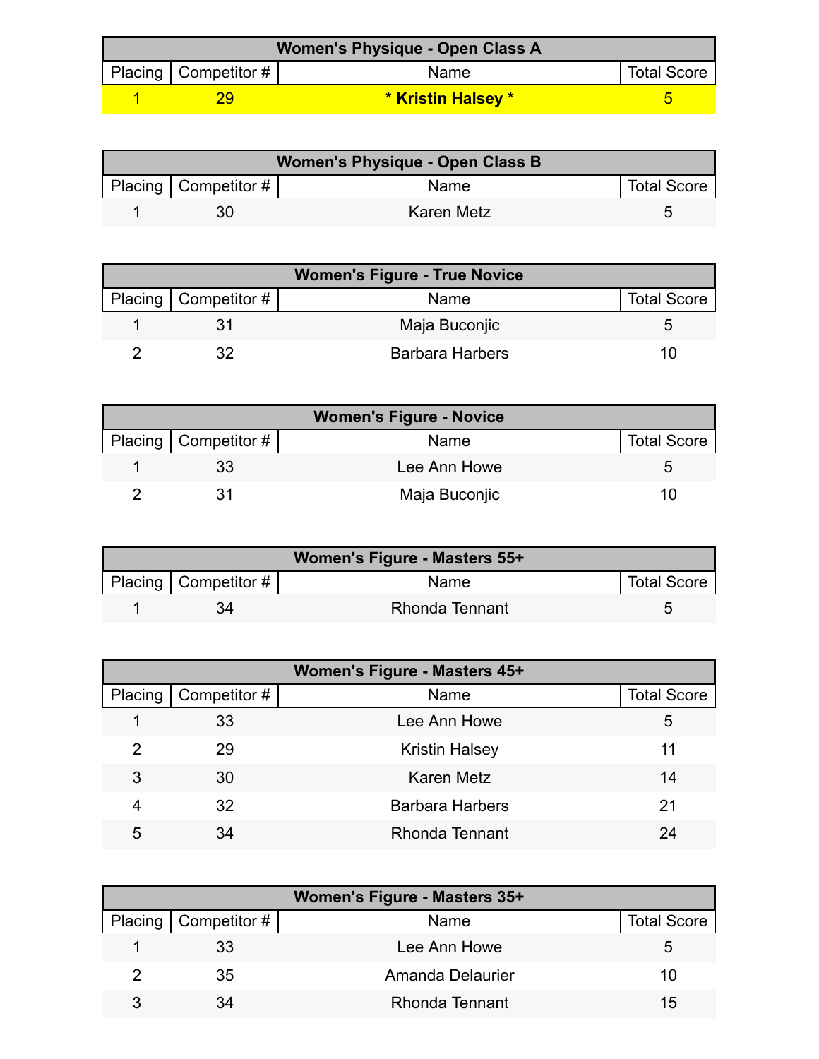| Women's Physique - Open Class A | | | |
|---|---|---|---|
| Placing | Competitor # | Name | Total Score |
| 1 | 29 | * Kristin Halsey * | 5 |

| Women's Physique - Open Class B | | | |
|---|---|---|---|
| Placing | Competitor # | Name | Total Score |
| 1 | 30 | Karen Metz | 5 |

| Women's Figure - True Novice | | | |
|---|---|---|---|
| Placing | Competitor # | Name | Total Score |
| 1 | 31 | Maja Buconjic | 5 |
| 2 | 32 | Barbara Harbers | 10 |

| Women's Figure - Novice | | | |
|---|---|---|---|
| Placing | Competitor # | Name | Total Score |
| 1 | 33 | Lee Ann Howe | 5 |
| 2 | 31 | Maja Buconjic | 10 |

| Women's Figure - Masters 55+ | | | |
|---|---|---|---|
| Placing | Competitor # | Name | Total Score |
| 1 | 34 | Rhonda Tennant | 5 |

| Women's Figure - Masters 45+ | | | |
|---|---|---|---|
| Placing | Competitor # | Name | Total Score |
| 1 | 33 | Lee Ann Howe | 5 |
| 2 | 29 | Kristin Halsey | 11 |
| 3 | 30 | Karen Metz | 14 |
| 4 | 32 | Barbara Harbers | 21 |
| 5 | 34 | Rhonda Tennant | 24 |

| Women's Figure - Masters 35+ | | | |
|---|---|---|---|
| Placing | Competitor # | Name | Total Score |
| 1 | 33 | Lee Ann Howe | 5 |
| 2 | 35 | Amanda Delaurier | 10 |
| 3 | 34 | Rhonda Tennant | 15 |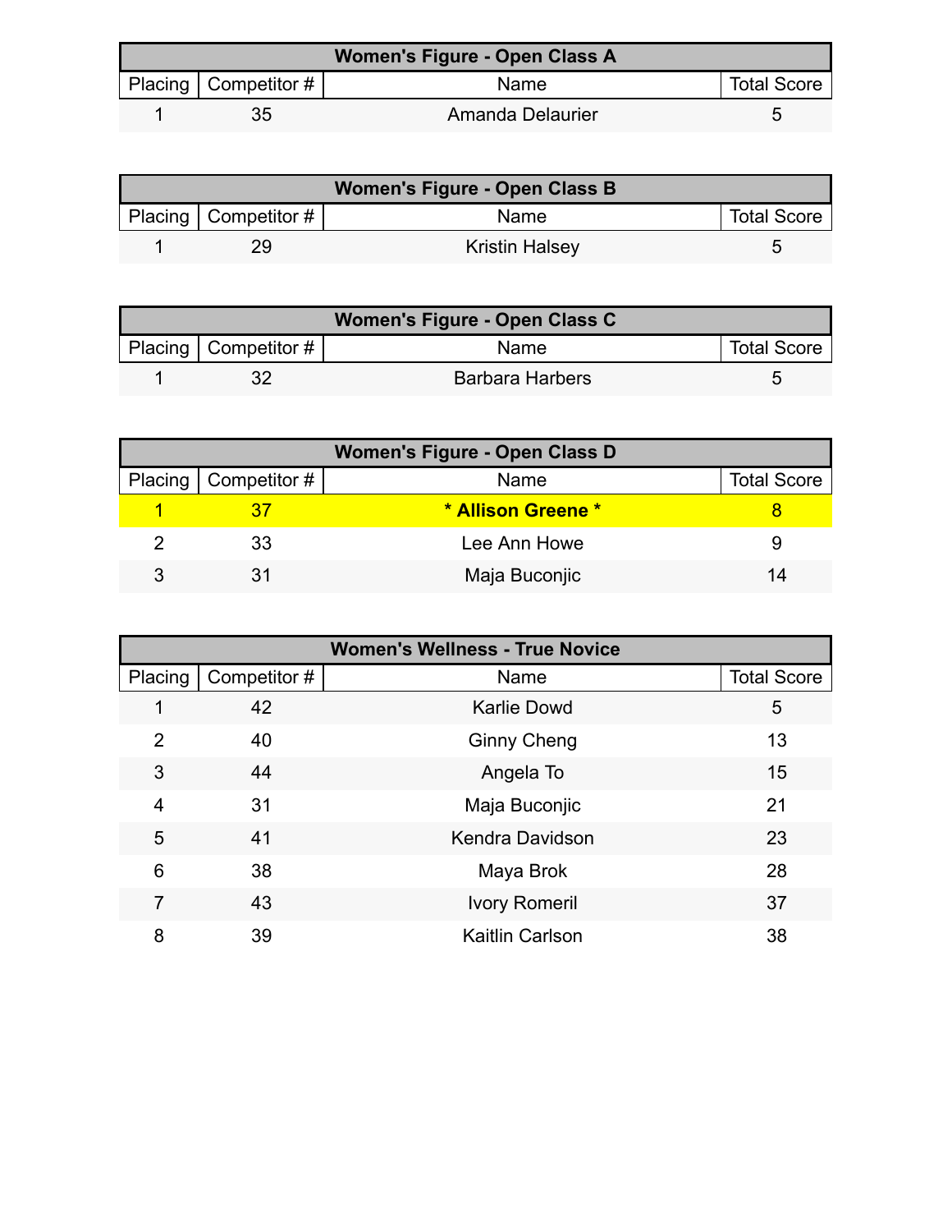| Women's Figure - Open Class A | | | |
|---|---|---|---|
| Placing | Competitor # | Name | Total Score |
| 1 | 35 | Amanda Delaurier | 5 |

| Women's Figure - Open Class B | | | |
|---|---|---|---|
| Placing | Competitor # | Name | Total Score |
| 1 | 29 | Kristin Halsey | 5 |

| Women's Figure - Open Class C | | | |
|---|---|---|---|
| Placing | Competitor # | Name | Total Score |
| 1 | 32 | Barbara Harbers | 5 |

| Women's Figure - Open Class D | | | |
|---|---|---|---|
| Placing | Competitor # | Name | Total Score |
| 1 | 37 | **\* Allison Greene \*** | 8 |
| 2 | 33 | Lee Ann Howe | 9 |
| 3 | 31 | Maja Buconjic | 14 |

| Women's Wellness - True Novice | | | |
|---|---|---|---|
| Placing | Competitor # | Name | Total Score |
| 1 | 42 | Karlie Dowd | 5 |
| 2 | 40 | Ginny Cheng | 13 |
| 3 | 44 | Angela To | 15 |
| 4 | 31 | Maja Buconjic | 21 |
| 5 | 41 | Kendra Davidson | 23 |
| 6 | 38 | Maya Brok | 28 |
| 7 | 43 | Ivory Romeril | 37 |
| 8 | 39 | Kaitlin Carlson | 38 |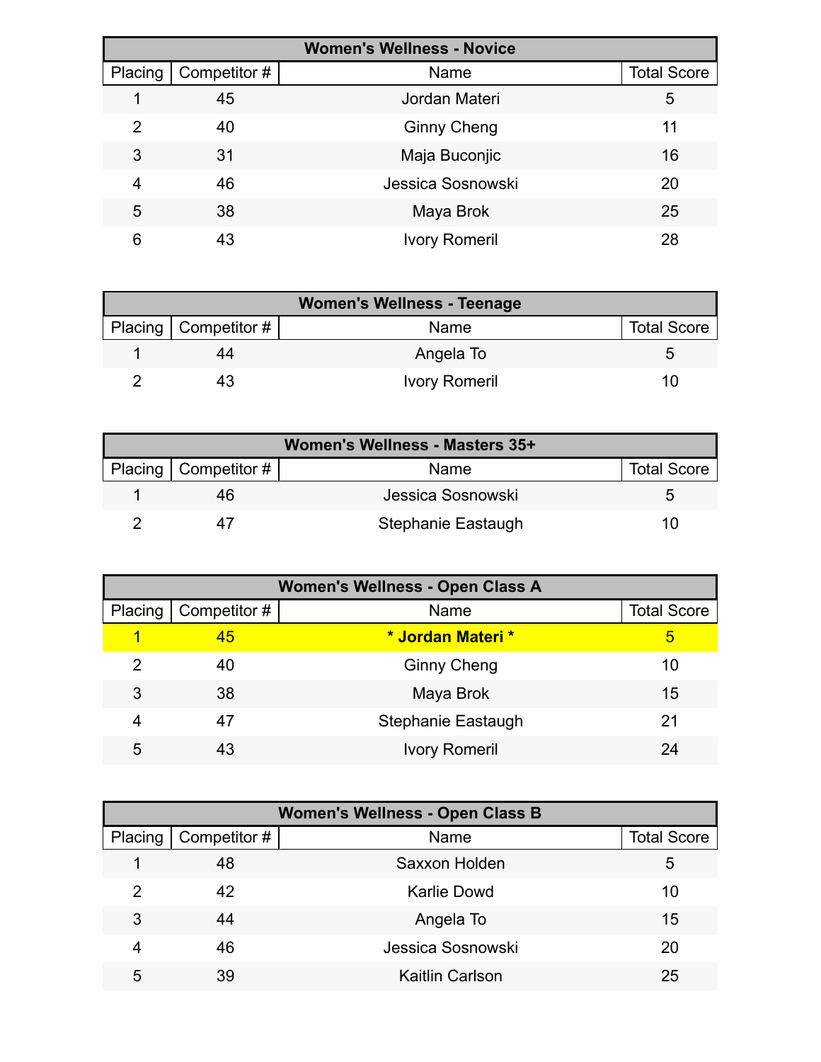| Women's Wellness - Novice | | | |
|---|---|---|---|
| Placing | Competitor # | Name | Total Score |
| 1 | 45 | Jordan Materi | 5 |
| 2 | 40 | Ginny Cheng | 11 |
| 3 | 31 | Maja Buconjic | 16 |
| 4 | 46 | Jessica Sosnowski | 20 |
| 5 | 38 | Maya Brok | 25 |
| 6 | 43 | Ivory Romeril | 28 |

| Women's Wellness - Teenage | | | |
|---|---|---|---|
| Placing | Competitor # | Name | Total Score |
| 1 | 44 | Angela To | 5 |
| 2 | 43 | Ivory Romeril | 10 |

| Women's Wellness - Masters 35+ | | | |
|---|---|---|---|
| Placing | Competitor # | Name | Total Score |
| 1 | 46 | Jessica Sosnowski | 5 |
| 2 | 47 | Stephanie Eastaugh | 10 |

| Women's Wellness - Open Class A | | | |
|---|---|---|---|
| Placing | Competitor # | Name | Total Score |
| 1 | 45 | **\* Jordan Materi \*** | 5 |
| 2 | 40 | Ginny Cheng | 10 |
| 3 | 38 | Maya Brok | 15 |
| 4 | 47 | Stephanie Eastaugh | 21 |
| 5 | 43 | Ivory Romeril | 24 |

| Women's Wellness - Open Class B | | | |
|---|---|---|---|
| Placing | Competitor # | Name | Total Score |
| 1 | 48 | Saxxon Holden | 5 |
| 2 | 42 | Karlie Dowd | 10 |
| 3 | 44 | Angela To | 15 |
| 4 | 46 | Jessica Sosnowski | 20 |
| 5 | 39 | Kaitlin Carlson | 25 |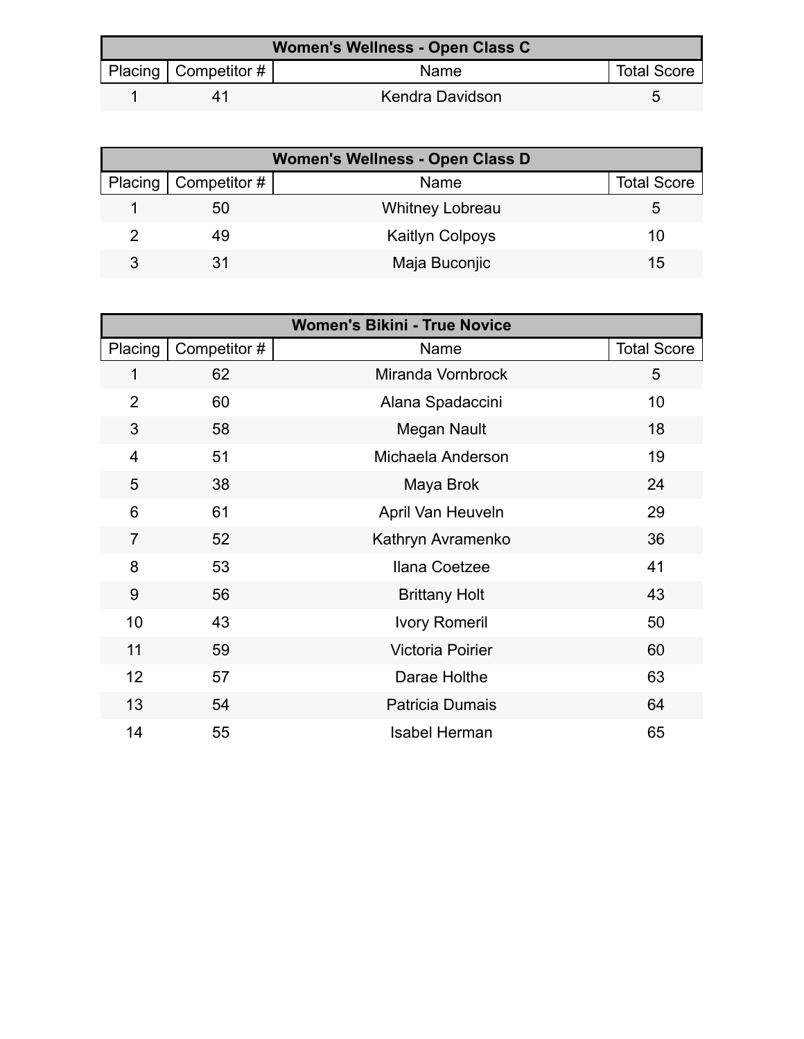| Women's Wellness - Open Class C | | | |
| --- | --- | --- | --- |
| Placing | Competitor # | Name | Total Score |
| 1 | 41 | Kendra Davidson | 5 |

| Women's Wellness - Open Class D | | | |
| --- | --- | --- | --- |
| Placing | Competitor # | Name | Total Score |
| 1 | 50 | Whitney Lobreau | 5 |
| 2 | 49 | Kaitlyn Colpoys | 10 |
| 3 | 31 | Maja Buconjic | 15 |

| Women's Bikini - True Novice | | | |
| --- | --- | --- | --- |
| Placing | Competitor # | Name | Total Score |
| 1 | 62 | Miranda Vornbrock | 5 |
| 2 | 60 | Alana Spadaccini | 10 |
| 3 | 58 | Megan Nault | 18 |
| 4 | 51 | Michaela Anderson | 19 |
| 5 | 38 | Maya Brok | 24 |
| 6 | 61 | April Van Heuveln | 29 |
| 7 | 52 | Kathryn Avramenko | 36 |
| 8 | 53 | Ilana Coetzee | 41 |
| 9 | 56 | Brittany Holt | 43 |
| 10 | 43 | Ivory Romeril | 50 |
| 11 | 59 | Victoria Poirier | 60 |
| 12 | 57 | Darae Holthe | 63 |
| 13 | 54 | Patricia Dumais | 64 |
| 14 | 55 | Isabel Herman | 65 |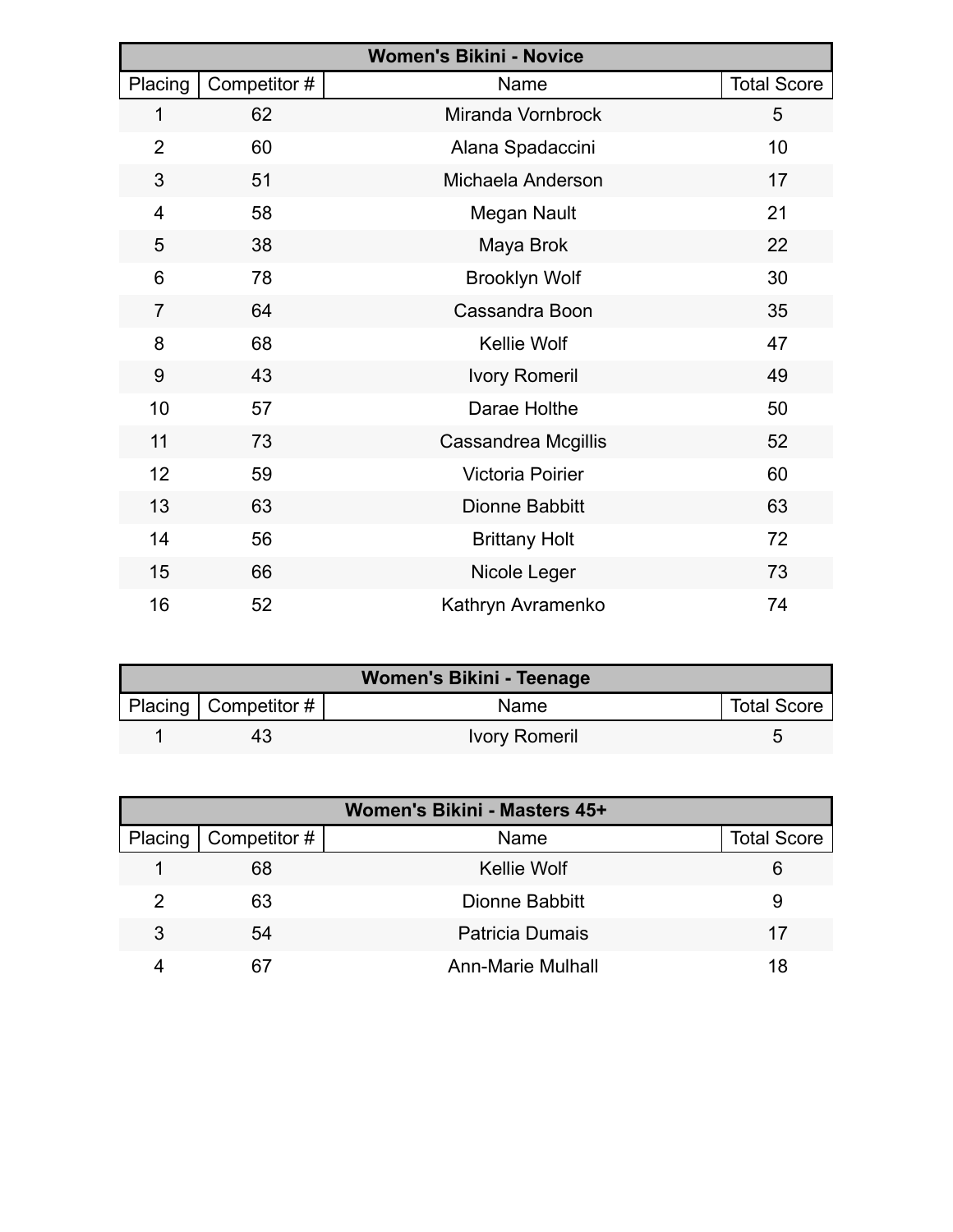| Women's Bikini - Novice | | | |
|---|---|---|---|
| Placing | Competitor # | Name | Total Score |
| 1 | 62 | Miranda Vornbrock | 5 |
| 2 | 60 | Alana Spadaccini | 10 |
| 3 | 51 | Michaela Anderson | 17 |
| 4 | 58 | Megan Nault | 21 |
| 5 | 38 | Maya Brok | 22 |
| 6 | 78 | Brooklyn Wolf | 30 |
| 7 | 64 | Cassandra Boon | 35 |
| 8 | 68 | Kellie Wolf | 47 |
| 9 | 43 | Ivory Romeril | 49 |
| 10 | 57 | Darae Holthe | 50 |
| 11 | 73 | Cassandrea Mcgillis | 52 |
| 12 | 59 | Victoria Poirier | 60 |
| 13 | 63 | Dionne Babbitt | 63 |
| 14 | 56 | Brittany Holt | 72 |
| 15 | 66 | Nicole Leger | 73 |
| 16 | 52 | Kathryn Avramenko | 74 |

| Women's Bikini - Teenage | | | |
|---|---|---|---|
| Placing | Competitor # | Name | Total Score |
| 1 | 43 | Ivory Romeril | 5 |

| Women's Bikini - Masters 45+ | | | |
|---|---|---|---|
| Placing | Competitor # | Name | Total Score |
| 1 | 68 | Kellie Wolf | 6 |
| 2 | 63 | Dionne Babbitt | 9 |
| 3 | 54 | Patricia Dumais | 17 |
| 4 | 67 | Ann-Marie Mulhall | 18 |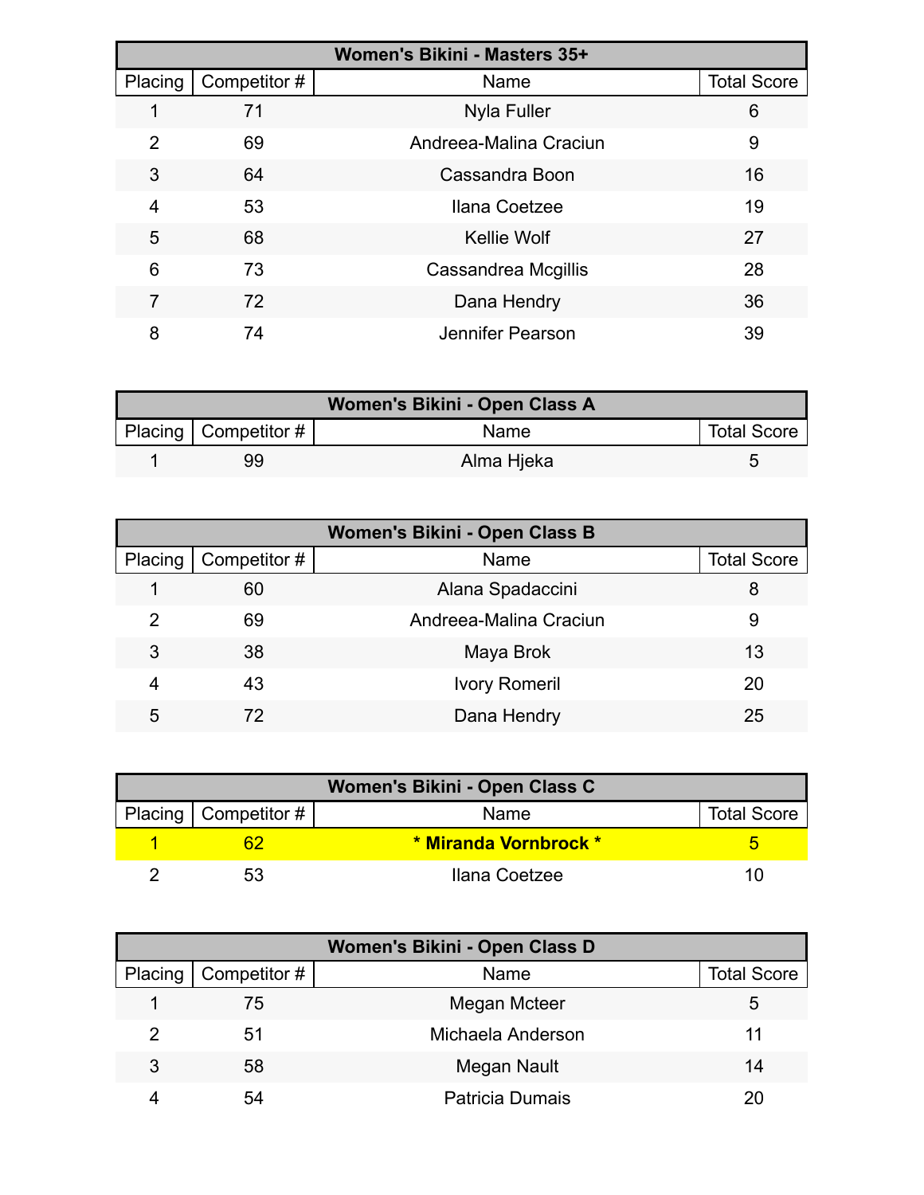| Women's Bikini - Masters 35+ | | | |
|---|---|---|---|
| Placing | Competitor # | Name | Total Score |
| 1 | 71 | Nyla Fuller | 6 |
| 2 | 69 | Andreea-Malina Craciun | 9 |
| 3 | 64 | Cassandra Boon | 16 |
| 4 | 53 | Ilana Coetzee | 19 |
| 5 | 68 | Kellie Wolf | 27 |
| 6 | 73 | Cassandrea Mcgillis | 28 |
| 7 | 72 | Dana Hendry | 36 |
| 8 | 74 | Jennifer Pearson | 39 |

| Women's Bikini - Open Class A | | | |
|---|---|---|---|
| Placing | Competitor # | Name | Total Score |
| 1 | 99 | Alma Hjeka | 5 |

| Women's Bikini - Open Class B | | | |
|---|---|---|---|
| Placing | Competitor # | Name | Total Score |
| 1 | 60 | Alana Spadaccini | 8 |
| 2 | 69 | Andreea-Malina Craciun | 9 |
| 3 | 38 | Maya Brok | 13 |
| 4 | 43 | Ivory Romeril | 20 |
| 5 | 72 | Dana Hendry | 25 |

| Women's Bikini - Open Class C | | | |
|---|---|---|---|
| Placing | Competitor # | Name | Total Score |
| 1 | 62 | **\* Miranda Vornbrock \*** | 5 |
| 2 | 53 | Ilana Coetzee | 10 |

| Women's Bikini - Open Class D | | | |
|---|---|---|---|
| Placing | Competitor # | Name | Total Score |
| 1 | 75 | Megan Mcteer | 5 |
| 2 | 51 | Michaela Anderson | 11 |
| 3 | 58 | Megan Nault | 14 |
| 4 | 54 | Patricia Dumais | 20 |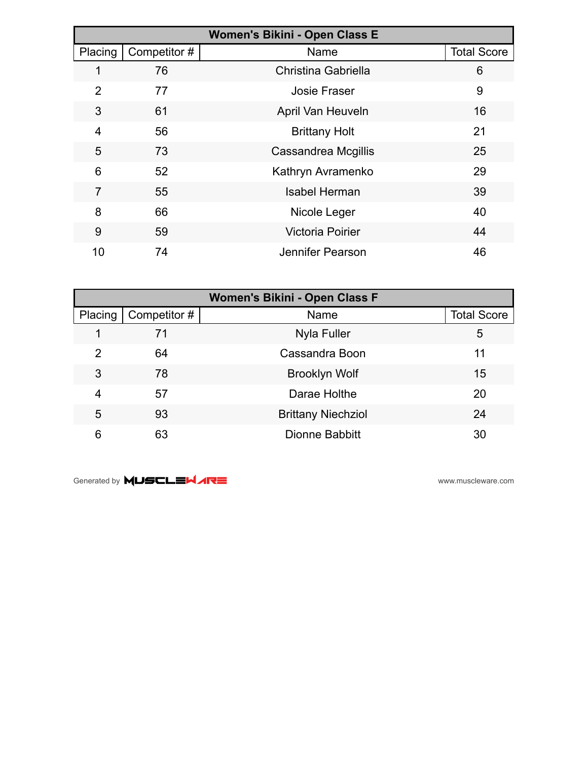| Women's Bikini - Open Class E | | | |
|---|---|---|---|
| Placing | Competitor # | Name | Total Score |
| 1 | 76 | Christina Gabriella | 6 |
| 2 | 77 | Josie Fraser | 9 |
| 3 | 61 | April Van Heuveln | 16 |
| 4 | 56 | Brittany Holt | 21 |
| 5 | 73 | Cassandrea Mcgillis | 25 |
| 6 | 52 | Kathryn Avramenko | 29 |
| 7 | 55 | Isabel Herman | 39 |
| 8 | 66 | Nicole Leger | 40 |
| 9 | 59 | Victoria Poirier | 44 |
| 10 | 74 | Jennifer Pearson | 46 |

| Women's Bikini - Open Class F | | | |
|---|---|---|---|
| Placing | Competitor # | Name | Total Score |
| 1 | 71 | Nyla Fuller | 5 |
| 2 | 64 | Cassandra Boon | 11 |
| 3 | 78 | Brooklyn Wolf | 15 |
| 4 | 57 | Darae Holthe | 20 |
| 5 | 93 | Brittany Niechziol | 24 |
| 6 | 63 | Dionne Babbitt | 30 |

Generated by MUSCLEWARE www.muscleware.com